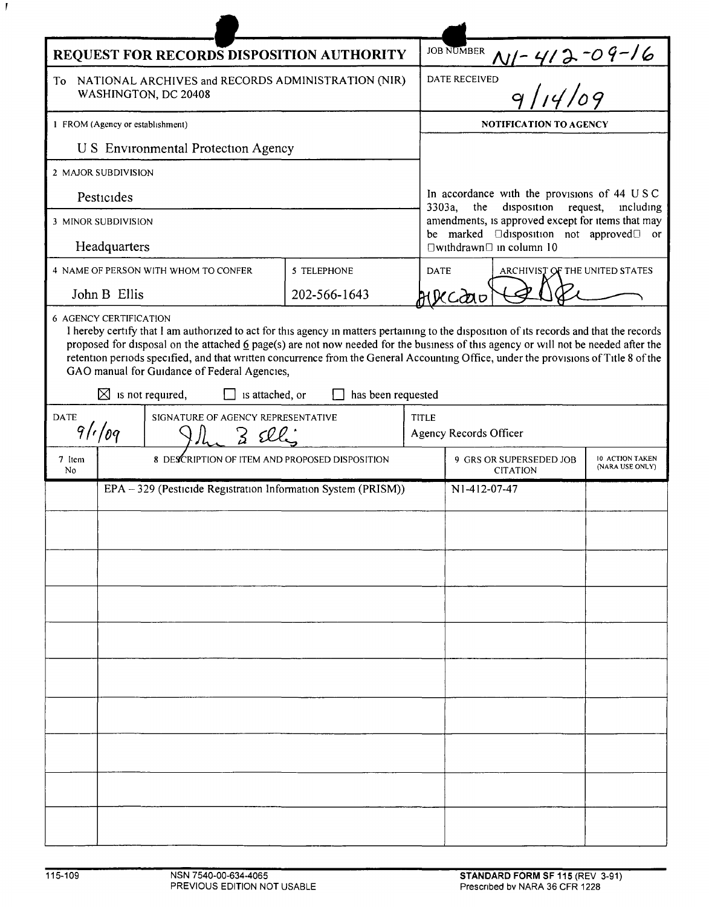# REQUEST FOR RECORDS DISPOSITION AUTHORITY

| | |
|---|---|
| To NATIONAL ARCHIVES and RECORDS ADMINISTRATION (NIR) WASHINGTON, DC 20408 | JOB NUMBER N1-412-09-16 |
| | DATE RECEIVED 9/14/09 |
| 1 FROM (Agency or establishment) U S Environmental Protection Agency | **NOTIFICATION TO AGENCY** |
| 2 MAJOR SUBDIVISION Pesticides | In accordance with the provisions of 44 U S C 3303a, the disposition request, including amendments, is approved except for items that may be marked "disposition not approved" or "withdrawn" in column 10 |
| 3 MINOR SUBDIVISION Headquarters | |

| 4 NAME OF PERSON WITH WHOM TO CONFER | 5 TELEPHONE | DATE | ARCHIVIST OF THE UNITED STATES |
|---|---|---|---|
| John B Ellis | 202-566-1643 | 21 Dec 2010 | [signature] |

**6 AGENCY CERTIFICATION**

I hereby certify that I am authorized to act for this agency in matters pertaining to the disposition of its records and that the records proposed for disposal on the attached 6 page(s) are not now needed for the business of this agency or will not be needed after the retention periods specified, and that written concurrence from the General Accounting Office, under the provisions of Title 8 of the GAO manual for Guidance of Federal Agencies,

☒ is not required, ☐ is attached, or ☐ has been requested

| DATE | SIGNATURE OF AGENCY REPRESENTATIVE | TITLE |
|---|---|---|
| 9/1/09 | John B Ellis | Agency Records Officer |

| 7 Item No | 8 DESCRIPTION OF ITEM AND PROPOSED DISPOSITION | 9 GRS OR SUPERSEDED JOB CITATION | 10 ACTION TAKEN (NARA USE ONLY) |
|---|---|---|---|
| | EPA – 329 (Pesticide Registration Information System (PRISM)) | N1-412-07-47 | |

115-109 NSN 7540-00-634-4065 PREVIOUS EDITION NOT USABLE **STANDARD FORM SF 115** (REV 3-91) Prescribed by NARA 36 CFR 1228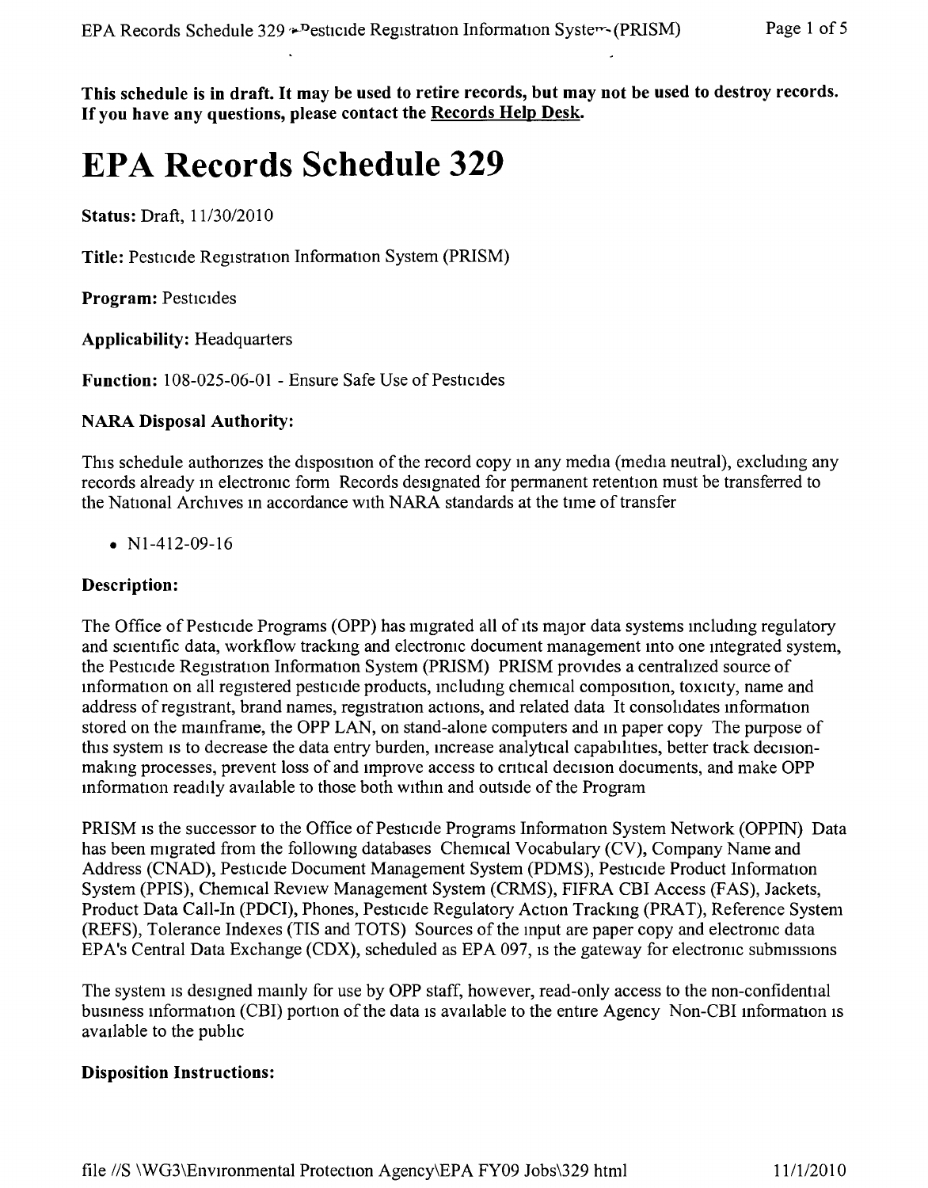**This schedule is in draft. It may be used to retire records, but may not be used to destroy records. If you have any questions, please contact the Records Help Desk.**

# EPA Records Schedule 329

**Status:** Draft, 11/30/2010

**Title:** Pesticide Registration Information System (PRISM)

**Program:** Pesticides

**Applicability:** Headquarters

**Function:** 108-025-06-01 - Ensure Safe Use of Pesticides

**NARA Disposal Authority:**

This schedule authorizes the disposition of the record copy in any media (media neutral), excluding any records already in electronic form Records designated for permanent retention must be transferred to the National Archives in accordance with NARA standards at the time of transfer

- N1-412-09-16

**Description:**

The Office of Pesticide Programs (OPP) has migrated all of its major data systems including regulatory and scientific data, workflow tracking and electronic document management into one integrated system, the Pesticide Registration Information System (PRISM) PRISM provides a centralized source of information on all registered pesticide products, including chemical composition, toxicity, name and address of registrant, brand names, registration actions, and related data It consolidates information stored on the mainframe, the OPP LAN, on stand-alone computers and in paper copy The purpose of this system is to decrease the data entry burden, increase analytical capabilities, better track decision-making processes, prevent loss of and improve access to critical decision documents, and make OPP information readily available to those both within and outside of the Program

PRISM is the successor to the Office of Pesticide Programs Information System Network (OPPIN) Data has been migrated from the following databases Chemical Vocabulary (CV), Company Name and Address (CNAD), Pesticide Document Management System (PDMS), Pesticide Product Information System (PPIS), Chemical Review Management System (CRMS), FIFRA CBI Access (FAS), Jackets, Product Data Call-In (PDCI), Phones, Pesticide Regulatory Action Tracking (PRAT), Reference System (REFS), Tolerance Indexes (TIS and TOTS) Sources of the input are paper copy and electronic data EPA's Central Data Exchange (CDX), scheduled as EPA 097, is the gateway for electronic submissions

The system is designed mainly for use by OPP staff, however, read-only access to the non-confidential business information (CBI) portion of the data is available to the entire Agency Non-CBI information is available to the public

**Disposition Instructions:**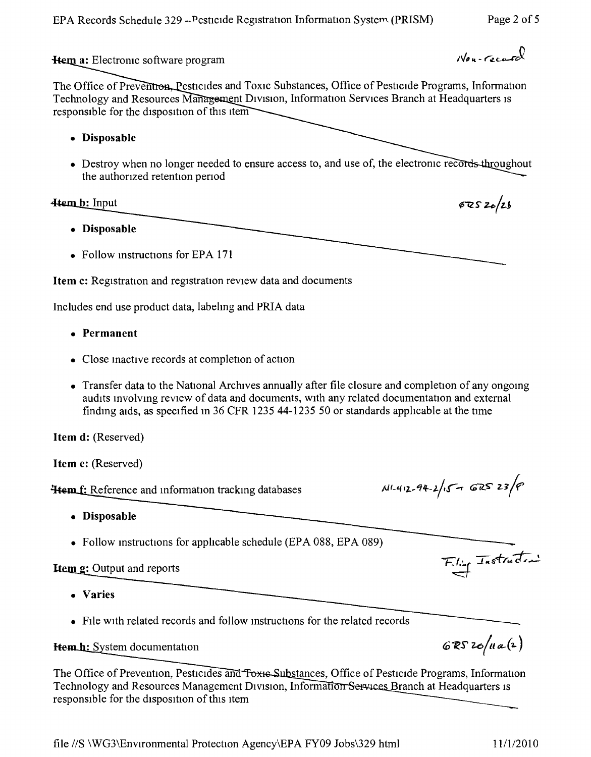**Item a:** Electronic software program

Non-record

The Office of Prevention, Pesticides and Toxic Substances, Office of Pesticide Programs, Information Technology and Resources Management Division, Information Services Branch at Headquarters is responsible for the disposition of this item

- **Disposable**
- Destroy when no longer needed to ensure access to, and use of, the electronic records throughout the authorized retention period

**Item b:** Input

GRS 20/2b

- **Disposable**
- Follow instructions for EPA 171

**Item c:** Registration and registration review data and documents

Includes end use product data, labeling and PRIA data

- **Permanent**
- Close inactive records at completion of action
- Transfer data to the National Archives annually after file closure and completion of any ongoing audits involving review of data and documents, with any related documentation and external finding aids, as specified in 36 CFR 1235 44-1235 50 or standards applicable at the time

**Item d:** (Reserved)

**Item e:** (Reserved)

**Item f:** Reference and information tracking databases

N1-412-94-2/15 → GRS 23/8

- **Disposable**
- Follow instructions for applicable schedule (EPA 088, EPA 089)

**Item g:** Output and reports

Filing Instruction

- **Varies**
- File with related records and follow instructions for the related records

**Item h:** System documentation

GRS 20/11a(2)

The Office of Prevention, Pesticides and Toxic Substances, Office of Pesticide Programs, Information Technology and Resources Management Division, Information Services Branch at Headquarters is responsible for the disposition of this item

file //S \WG3\Environmental Protection Agency\EPA FY09 Jobs\329 html 11/1/2010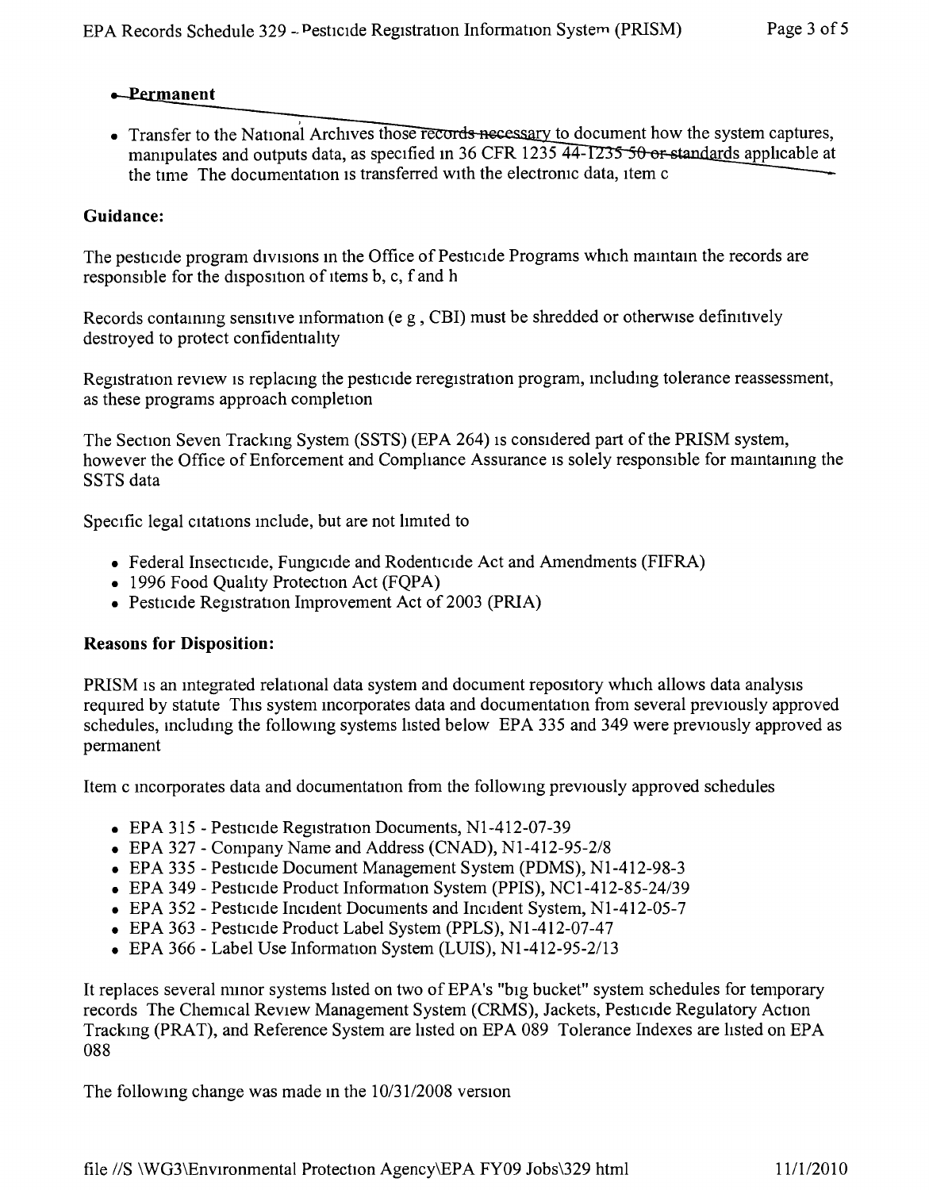- **Permanent**

- Transfer to the National Archives those records necessary to document how the system captures, manipulates and outputs data, as specified in 36 CFR 1235 44-1235 50 or standards applicable at the time The documentation is transferred with the electronic data, item c

**Guidance:**

The pesticide program divisions in the Office of Pesticide Programs which maintain the records are responsible for the disposition of items b, c, f and h

Records containing sensitive information (e g , CBI) must be shredded or otherwise definitively destroyed to protect confidentiality

Registration review is replacing the pesticide reregistration program, including tolerance reassessment, as these programs approach completion

The Section Seven Tracking System (SSTS) (EPA 264) is considered part of the PRISM system, however the Office of Enforcement and Compliance Assurance is solely responsible for maintaining the SSTS data

Specific legal citations include, but are not limited to

- Federal Insecticide, Fungicide and Rodenticide Act and Amendments (FIFRA)
- 1996 Food Quality Protection Act (FQPA)
- Pesticide Registration Improvement Act of 2003 (PRIA)

**Reasons for Disposition:**

PRISM is an integrated relational data system and document repository which allows data analysis required by statute This system incorporates data and documentation from several previously approved schedules, including the following systems listed below EPA 335 and 349 were previously approved as permanent

Item c incorporates data and documentation from the following previously approved schedules

- EPA 315 - Pesticide Registration Documents, N1-412-07-39
- EPA 327 - Company Name and Address (CNAD), N1-412-95-2/8
- EPA 335 - Pesticide Document Management System (PDMS), N1-412-98-3
- EPA 349 - Pesticide Product Information System (PPIS), NC1-412-85-24/39
- EPA 352 - Pesticide Incident Documents and Incident System, N1-412-05-7
- EPA 363 - Pesticide Product Label System (PPLS), N1-412-07-47
- EPA 366 - Label Use Information System (LUIS), N1-412-95-2/13

It replaces several minor systems listed on two of EPA's "big bucket" system schedules for temporary records The Chemical Review Management System (CRMS), Jackets, Pesticide Regulatory Action Tracking (PRAT), and Reference System are listed on EPA 089 Tolerance Indexes are listed on EPA 088

The following change was made in the 10/31/2008 version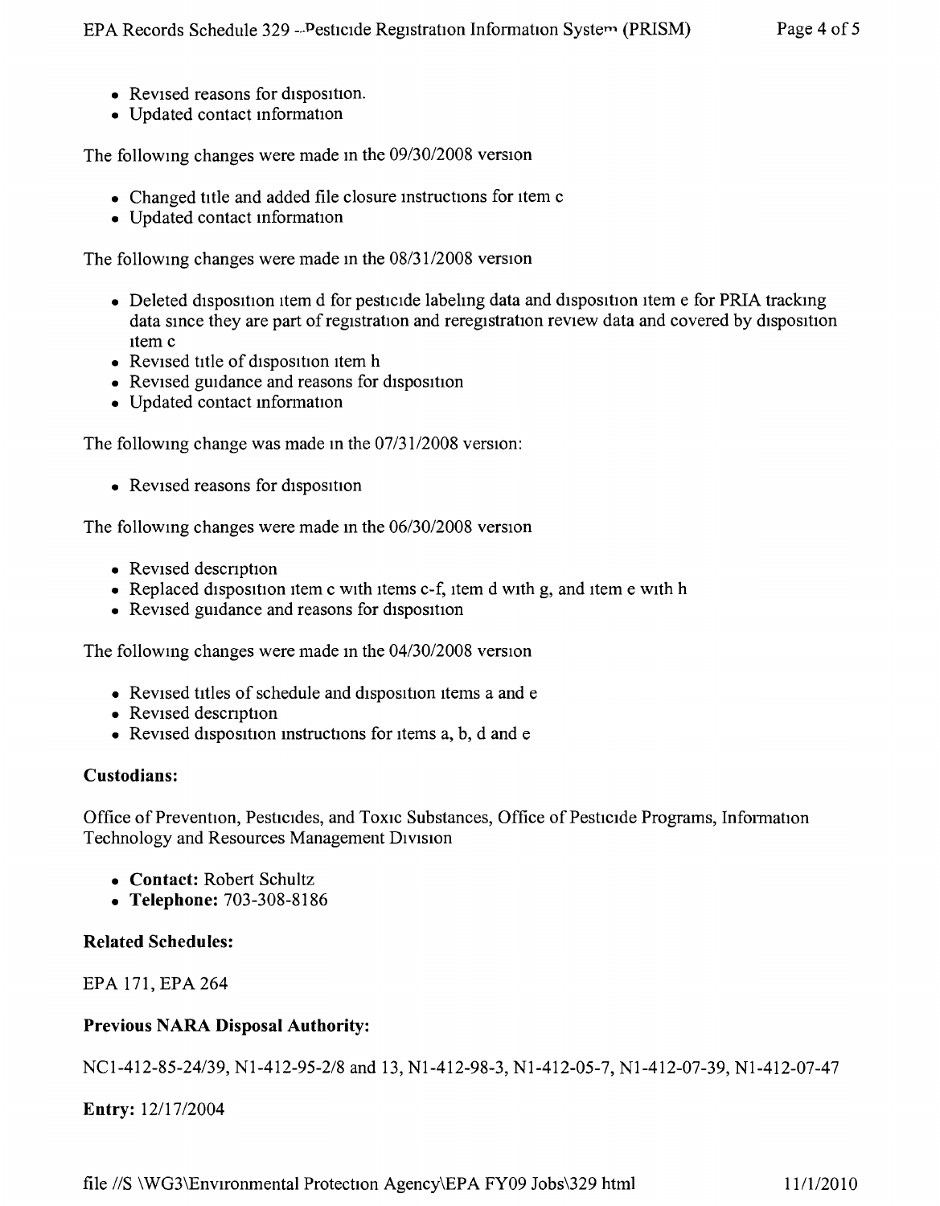- Revised reasons for disposition.
- Updated contact information

The following changes were made in the 09/30/2008 version

- Changed title and added file closure instructions for item c
- Updated contact information

The following changes were made in the 08/31/2008 version

- Deleted disposition item d for pesticide labeling data and disposition item e for PRIA tracking data since they are part of registration and reregistration review data and covered by disposition item c
- Revised title of disposition item h
- Revised guidance and reasons for disposition
- Updated contact information

The following change was made in the 07/31/2008 version:

- Revised reasons for disposition

The following changes were made in the 06/30/2008 version

- Revised description
- Replaced disposition item c with items c-f, item d with g, and item e with h
- Revised guidance and reasons for disposition

The following changes were made in the 04/30/2008 version

- Revised titles of schedule and disposition items a and e
- Revised description
- Revised disposition instructions for items a, b, d and e

**Custodians:**

Office of Prevention, Pesticides, and Toxic Substances, Office of Pesticide Programs, Information Technology and Resources Management Division

- **Contact:** Robert Schultz
- **Telephone:** 703-308-8186

**Related Schedules:**

EPA 171, EPA 264

**Previous NARA Disposal Authority:**

NC1-412-85-24/39, N1-412-95-2/8 and 13, N1-412-98-3, N1-412-05-7, N1-412-07-39, N1-412-07-47

**Entry:** 12/17/2004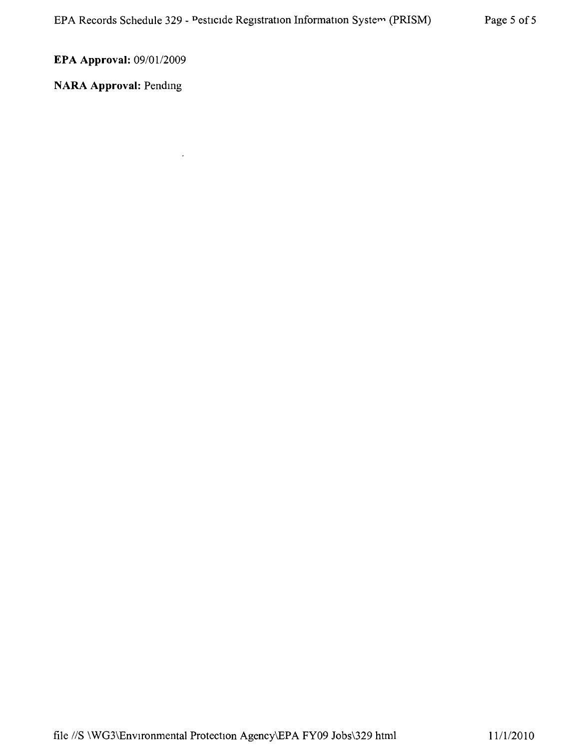**EPA Approval:** 09/01/2009

**NARA Approval:** Pending